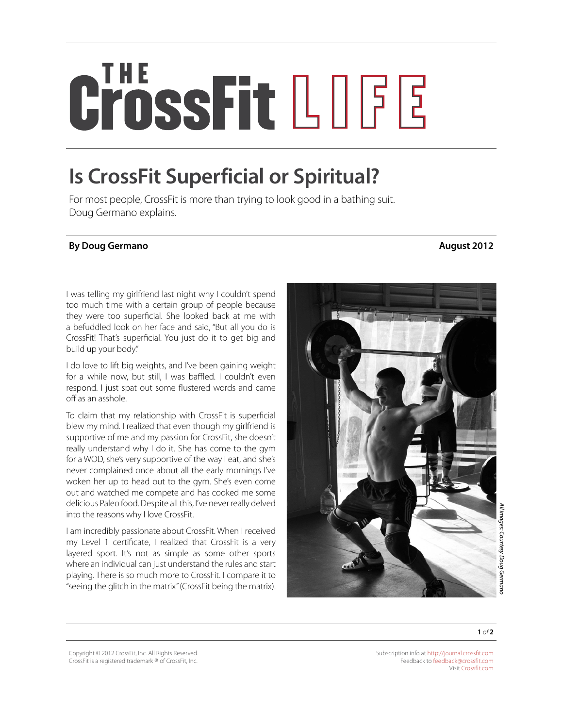# The CrossFit LIFE

## Is CrossFit Superficial or Spiritual?

For most people, CrossFit is more than trying to look good in a bathing suit. Doug Germano explains.

**By Doug Germano** **August 2012**

I was telling my girlfriend last night why I couldn't spend too much time with a certain group of people because they were too superficial. She looked back at me with a befuddled look on her face and said, "But all you do is CrossFit! That's superficial. You just do it to get big and build up your body."

I do love to lift big weights, and I've been gaining weight for a while now, but still, I was baffled. I couldn't even respond. I just spat out some flustered words and came off as an asshole.

To claim that my relationship with CrossFit is superficial blew my mind. I realized that even though my girlfriend is supportive of me and my passion for CrossFit, she doesn't really understand why I do it. She has come to the gym for a WOD, she's very supportive of the way I eat, and she's never complained once about all the early mornings I've woken her up to head out to the gym. She's even come out and watched me compete and has cooked me some delicious Paleo food. Despite all this, I've never really delved into the reasons why I love CrossFit.

I am incredibly passionate about CrossFit. When I received my Level 1 certificate, I realized that CrossFit is a very layered sport. It's not as simple as some other sports where an individual can just understand the rules and start playing. There is so much more to CrossFit. I compare it to "seeing the glitch in the matrix" (CrossFit being the matrix).

*All images: Courtesy Doug Germano*

Copyright © 2012 CrossFit, Inc. All Rights Reserved.
CrossFit is a registered trademark ® of CrossFit, Inc.

Subscription info at http://journal.crossfit.com
Feedback to feedback@crossfit.com
Visit CrossFit.com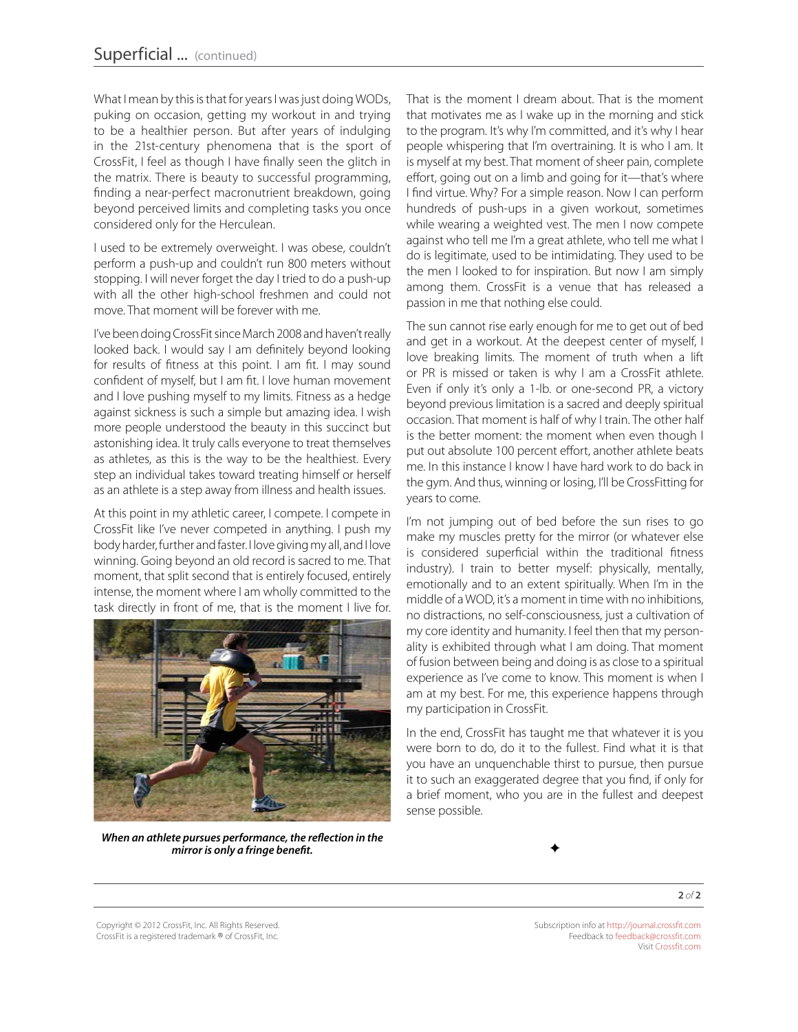What I mean by this is that for years I was just doing WODs, puking on occasion, getting my workout in and trying to be a healthier person. But after years of indulging in the 21st-century phenomena that is the sport of CrossFit, I feel as though I have finally seen the glitch in the matrix. There is beauty to successful programming, finding a near-perfect macronutrient breakdown, going beyond perceived limits and completing tasks you once considered only for the Herculean.

I used to be extremely overweight. I was obese, couldn't perform a push-up and couldn't run 800 meters without stopping. I will never forget the day I tried to do a push-up with all the other high-school freshmen and could not move. That moment will be forever with me.

I've been doing CrossFit since March 2008 and haven't really looked back. I would say I am definitely beyond looking for results of fitness at this point. I am fit. I may sound confident of myself, but I am fit. I love human movement and I love pushing myself to my limits. Fitness as a hedge against sickness is such a simple but amazing idea. I wish more people understood the beauty in this succinct but astonishing idea. It truly calls everyone to treat themselves as athletes, as this is the way to be the healthiest. Every step an individual takes toward treating himself or herself as an athlete is a step away from illness and health issues.

At this point in my athletic career, I compete. I compete in CrossFit like I've never competed in anything. I push my body harder, further and faster. I love giving my all, and I love winning. Going beyond an old record is sacred to me. That moment, that split second that is entirely focused, entirely intense, the moment where I am wholly committed to the task directly in front of me, that is the moment I live for.

***When an athlete pursues performance, the reflection in the mirror is only a fringe benefit.***

That is the moment I dream about. That is the moment that motivates me as I wake up in the morning and stick to the program. It's why I'm committed, and it's why I hear people whispering that I'm overtraining. It is who I am. It is myself at my best. That moment of sheer pain, complete effort, going out on a limb and going for it—that's where I find virtue. Why? For a simple reason. Now I can perform hundreds of push-ups in a given workout, sometimes while wearing a weighted vest. The men I now compete against who tell me I'm a great athlete, who tell me what I do is legitimate, used to be intimidating. They used to be the men I looked to for inspiration. But now I am simply among them. CrossFit is a venue that has released a passion in me that nothing else could.

The sun cannot rise early enough for me to get out of bed and get in a workout. At the deepest center of myself, I love breaking limits. The moment of truth when a lift or PR is missed or taken is why I am a CrossFit athlete. Even if only it's only a 1-lb. or one-second PR, a victory beyond previous limitation is a sacred and deeply spiritual occasion. That moment is half of why I train. The other half is the better moment: the moment when even though I put out absolute 100 percent effort, another athlete beats me. In this instance I know I have hard work to do back in the gym. And thus, winning or losing, I'll be CrossFitting for years to come.

I'm not jumping out of bed before the sun rises to go make my muscles pretty for the mirror (or whatever else is considered superficial within the traditional fitness industry). I train to better myself: physically, mentally, emotionally and to an extent spiritually. When I'm in the middle of a WOD, it's a moment in time with no inhibitions, no distractions, no self-consciousness, just a cultivation of my core identity and humanity. I feel then that my personality is exhibited through what I am doing. That moment of fusion between being and doing is as close to a spiritual experience as I've come to know. This moment is when I am at my best. For me, this experience happens through my participation in CrossFit.

In the end, CrossFit has taught me that whatever it is you were born to do, do it to the fullest. Find what it is that you have an unquenchable thirst to pursue, then pursue it to such an exaggerated degree that you find, if only for a brief moment, who you are in the fullest and deepest sense possible.

✦

Copyright © 2012 CrossFit, Inc. All Rights Reserved.
CrossFit is a registered trademark ® of CrossFit, Inc.

Subscription info at http://journal.crossfit.com
Feedback to feedback@crossfit.com
Visit Crossfit.com